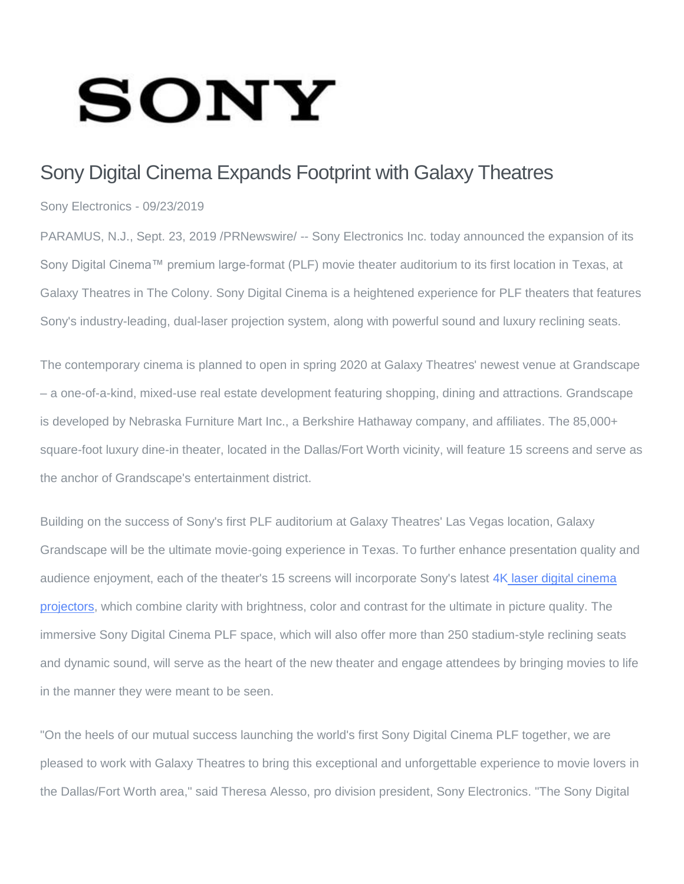SONY

# Sony Digital Cinema Expands Footprint with Galaxy Theatres

Sony Electronics - 09/23/2019

PARAMUS, N.J., Sept. 23, 2019 /PRNewswire/ -- Sony Electronics Inc. today announced the expansion of its Sony Digital Cinema™ premium large-format (PLF) movie theater auditorium to its first location in Texas, at Galaxy Theatres in The Colony. Sony Digital Cinema is a heightened experience for PLF theaters that features Sony's industry-leading, dual-laser projection system, along with powerful sound and luxury reclining seats.

The contemporary cinema is planned to open in spring 2020 at Galaxy Theatres' newest venue at Grandscape – a one-of-a-kind, mixed-use real estate development featuring shopping, dining and attractions. Grandscape is developed by Nebraska Furniture Mart Inc., a Berkshire Hathaway company, and affiliates. The 85,000+ square-foot luxury dine-in theater, located in the Dallas/Fort Worth vicinity, will feature 15 screens and serve as the anchor of Grandscape's entertainment district.

Building on the success of Sony's first PLF auditorium at Galaxy Theatres' Las Vegas location, Galaxy Grandscape will be the ultimate movie-going experience in Texas. To further enhance presentation quality and audience enjoyment, each of the theater's 15 screens will incorporate Sony's latest [4K laser digital cinema projectors](), which combine clarity with brightness, color and contrast for the ultimate in picture quality. The immersive Sony Digital Cinema PLF space, which will also offer more than 250 stadium-style reclining seats and dynamic sound, will serve as the heart of the new theater and engage attendees by bringing movies to life in the manner they were meant to be seen.

"On the heels of our mutual success launching the world's first Sony Digital Cinema PLF together, we are pleased to work with Galaxy Theatres to bring this exceptional and unforgettable experience to movie lovers in the Dallas/Fort Worth area," said Theresa Alesso, pro division president, Sony Electronics. "The Sony Digital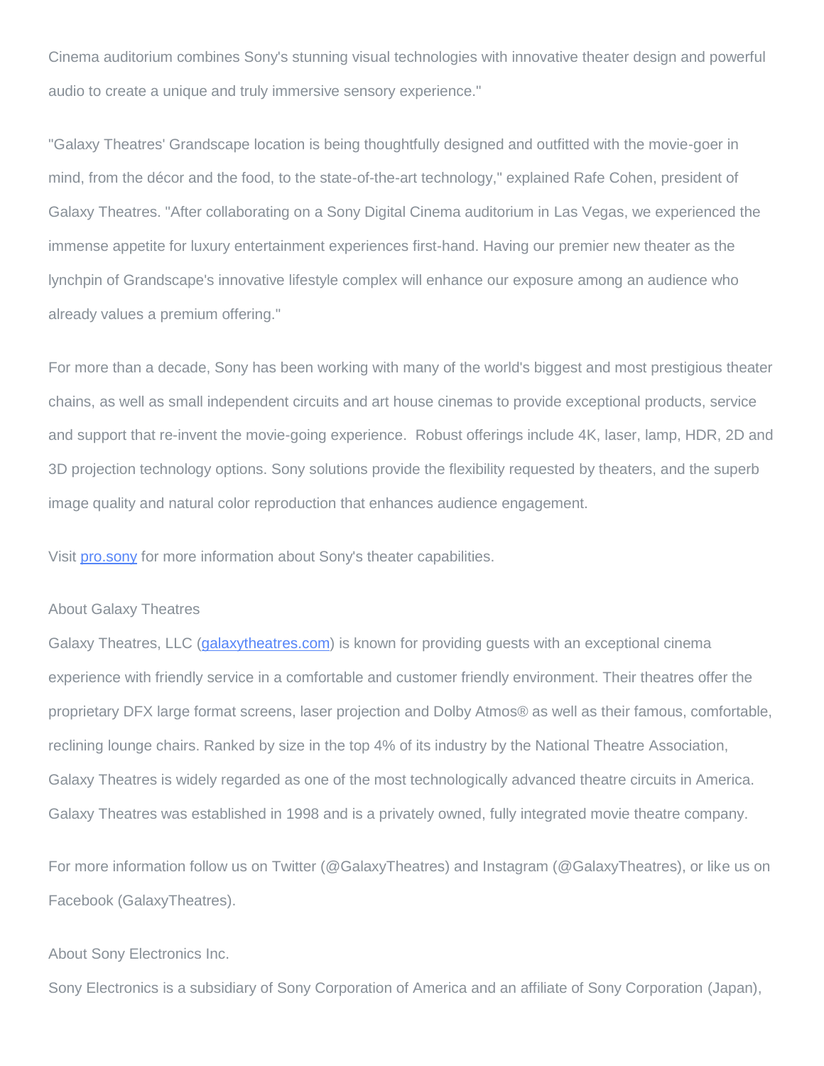Cinema auditorium combines Sony's stunning visual technologies with innovative theater design and powerful audio to create a unique and truly immersive sensory experience."

"Galaxy Theatres' Grandscape location is being thoughtfully designed and outfitted with the movie-goer in mind, from the décor and the food, to the state-of-the-art technology," explained Rafe Cohen, president of Galaxy Theatres. "After collaborating on a Sony Digital Cinema auditorium in Las Vegas, we experienced the immense appetite for luxury entertainment experiences first-hand. Having our premier new theater as the lynchpin of Grandscape's innovative lifestyle complex will enhance our exposure among an audience who already values a premium offering."

For more than a decade, Sony has been working with many of the world's biggest and most prestigious theater chains, as well as small independent circuits and art house cinemas to provide exceptional products, service and support that re-invent the movie-going experience.  Robust offerings include 4K, laser, lamp, HDR, 2D and 3D projection technology options. Sony solutions provide the flexibility requested by theaters, and the superb image quality and natural color reproduction that enhances audience engagement.

Visit [pro.sony](pro.sony) for more information about Sony's theater capabilities.

About Galaxy Theatres

Galaxy Theatres, LLC ([galaxytheatres.com](galaxytheatres.com)) is known for providing guests with an exceptional cinema experience with friendly service in a comfortable and customer friendly environment. Their theatres offer the proprietary DFX large format screens, laser projection and Dolby Atmos® as well as their famous, comfortable, reclining lounge chairs. Ranked by size in the top 4% of its industry by the National Theatre Association, Galaxy Theatres is widely regarded as one of the most technologically advanced theatre circuits in America. Galaxy Theatres was established in 1998 and is a privately owned, fully integrated movie theatre company.

For more information follow us on Twitter (@GalaxyTheatres) and Instagram (@GalaxyTheatres), or like us on Facebook (GalaxyTheatres).

About Sony Electronics Inc.

Sony Electronics is a subsidiary of Sony Corporation of America and an affiliate of Sony Corporation (Japan),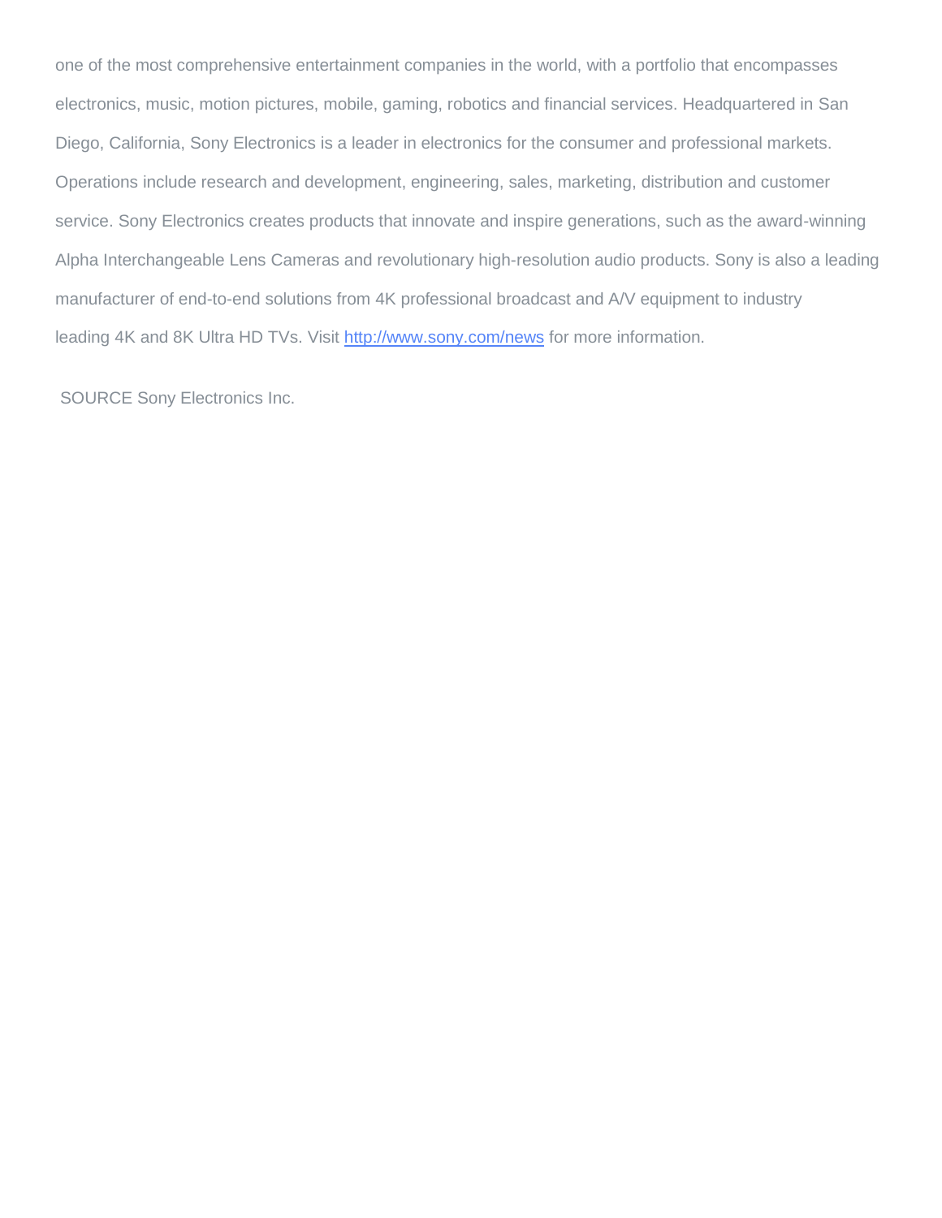one of the most comprehensive entertainment companies in the world, with a portfolio that encompasses electronics, music, motion pictures, mobile, gaming, robotics and financial services. Headquartered in San Diego, California, Sony Electronics is a leader in electronics for the consumer and professional markets. Operations include research and development, engineering, sales, marketing, distribution and customer service. Sony Electronics creates products that innovate and inspire generations, such as the award-winning Alpha Interchangeable Lens Cameras and revolutionary high-resolution audio products. Sony is also a leading manufacturer of end-to-end solutions from 4K professional broadcast and A/V equipment to industry leading 4K and 8K Ultra HD TVs. Visit [http://www.sony.com/news](http://www.sony.com/news) for more information.

SOURCE Sony Electronics Inc.